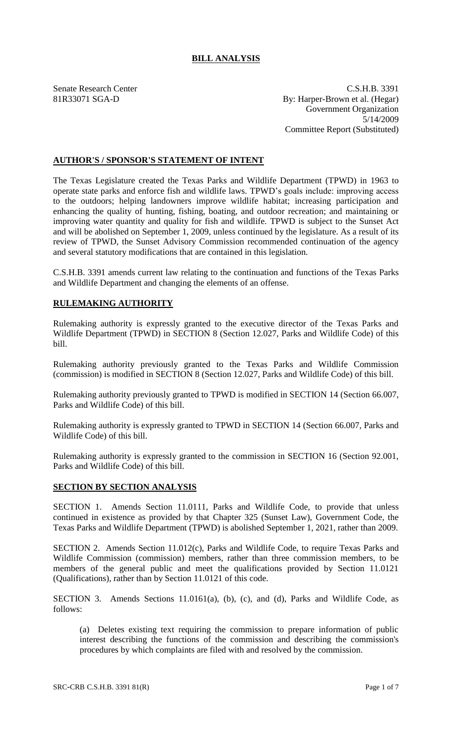# BILL ANALYSIS

Senate Research Center
81R33071 SGA-D

C.S.H.B. 3391
By: Harper-Brown et al. (Hegar)
Government Organization
5/14/2009
Committee Report (Substituted)

## AUTHOR'S / SPONSOR'S STATEMENT OF INTENT

The Texas Legislature created the Texas Parks and Wildlife Department (TPWD) in 1963 to operate state parks and enforce fish and wildlife laws. TPWD's goals include: improving access to the outdoors; helping landowners improve wildlife habitat; increasing participation and enhancing the quality of hunting, fishing, boating, and outdoor recreation; and maintaining or improving water quantity and quality for fish and wildlife. TPWD is subject to the Sunset Act and will be abolished on September 1, 2009, unless continued by the legislature. As a result of its review of TPWD, the Sunset Advisory Commission recommended continuation of the agency and several statutory modifications that are contained in this legislation.

C.S.H.B. 3391 amends current law relating to the continuation and functions of the Texas Parks and Wildlife Department and changing the elements of an offense.

## RULEMAKING AUTHORITY

Rulemaking authority is expressly granted to the executive director of the Texas Parks and Wildlife Department (TPWD) in SECTION 8 (Section 12.027, Parks and Wildlife Code) of this bill.

Rulemaking authority previously granted to the Texas Parks and Wildlife Commission (commission) is modified in SECTION 8 (Section 12.027, Parks and Wildlife Code) of this bill.

Rulemaking authority previously granted to TPWD is modified in SECTION 14 (Section 66.007, Parks and Wildlife Code) of this bill.

Rulemaking authority is expressly granted to TPWD in SECTION 14 (Section 66.007, Parks and Wildlife Code) of this bill.

Rulemaking authority is expressly granted to the commission in SECTION 16 (Section 92.001, Parks and Wildlife Code) of this bill.

## SECTION BY SECTION ANALYSIS

SECTION 1. Amends Section 11.0111, Parks and Wildlife Code, to provide that unless continued in existence as provided by that Chapter 325 (Sunset Law), Government Code, the Texas Parks and Wildlife Department (TPWD) is abolished September 1, 2021, rather than 2009.

SECTION 2. Amends Section 11.012(c), Parks and Wildlife Code, to require Texas Parks and Wildlife Commission (commission) members, rather than three commission members, to be members of the general public and meet the qualifications provided by Section 11.0121 (Qualifications), rather than by Section 11.0121 of this code.

SECTION 3. Amends Sections 11.0161(a), (b), (c), and (d), Parks and Wildlife Code, as follows:

(a) Deletes existing text requiring the commission to prepare information of public interest describing the functions of the commission and describing the commission's procedures by which complaints are filed with and resolved by the commission.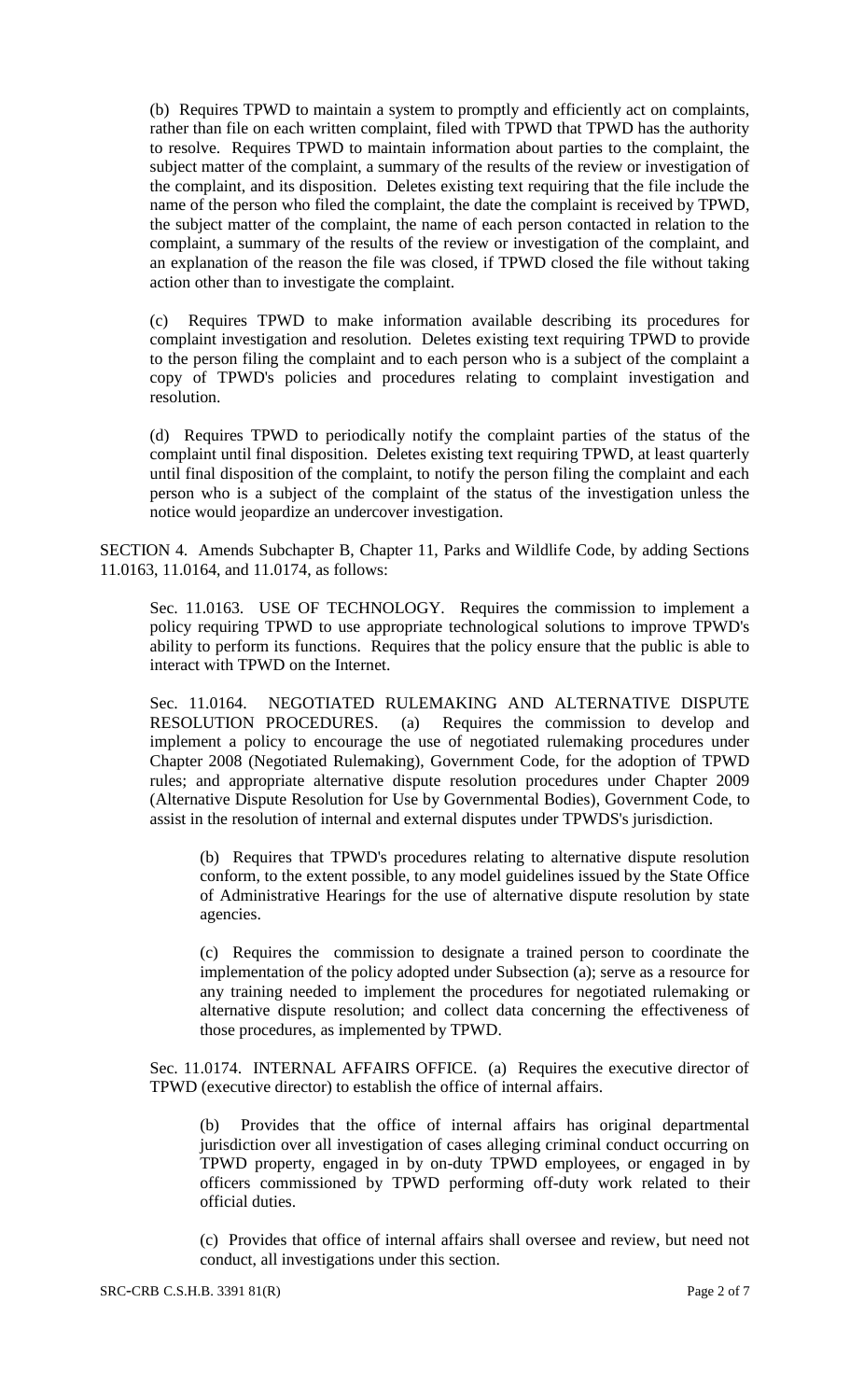(b) Requires TPWD to maintain a system to promptly and efficiently act on complaints, rather than file on each written complaint, filed with TPWD that TPWD has the authority to resolve. Requires TPWD to maintain information about parties to the complaint, the subject matter of the complaint, a summary of the results of the review or investigation of the complaint, and its disposition. Deletes existing text requiring that the file include the name of the person who filed the complaint, the date the complaint is received by TPWD, the subject matter of the complaint, the name of each person contacted in relation to the complaint, a summary of the results of the review or investigation of the complaint, and an explanation of the reason the file was closed, if TPWD closed the file without taking action other than to investigate the complaint.

(c) Requires TPWD to make information available describing its procedures for complaint investigation and resolution. Deletes existing text requiring TPWD to provide to the person filing the complaint and to each person who is a subject of the complaint a copy of TPWD's policies and procedures relating to complaint investigation and resolution.

(d) Requires TPWD to periodically notify the complaint parties of the status of the complaint until final disposition. Deletes existing text requiring TPWD, at least quarterly until final disposition of the complaint, to notify the person filing the complaint and each person who is a subject of the complaint of the status of the investigation unless the notice would jeopardize an undercover investigation.

SECTION 4. Amends Subchapter B, Chapter 11, Parks and Wildlife Code, by adding Sections 11.0163, 11.0164, and 11.0174, as follows:

Sec. 11.0163. USE OF TECHNOLOGY. Requires the commission to implement a policy requiring TPWD to use appropriate technological solutions to improve TPWD's ability to perform its functions. Requires that the policy ensure that the public is able to interact with TPWD on the Internet.

Sec. 11.0164. NEGOTIATED RULEMAKING AND ALTERNATIVE DISPUTE RESOLUTION PROCEDURES. (a) Requires the commission to develop and implement a policy to encourage the use of negotiated rulemaking procedures under Chapter 2008 (Negotiated Rulemaking), Government Code, for the adoption of TPWD rules; and appropriate alternative dispute resolution procedures under Chapter 2009 (Alternative Dispute Resolution for Use by Governmental Bodies), Government Code, to assist in the resolution of internal and external disputes under TPWDS's jurisdiction.

(b) Requires that TPWD's procedures relating to alternative dispute resolution conform, to the extent possible, to any model guidelines issued by the State Office of Administrative Hearings for the use of alternative dispute resolution by state agencies.

(c) Requires the commission to designate a trained person to coordinate the implementation of the policy adopted under Subsection (a); serve as a resource for any training needed to implement the procedures for negotiated rulemaking or alternative dispute resolution; and collect data concerning the effectiveness of those procedures, as implemented by TPWD.

Sec. 11.0174. INTERNAL AFFAIRS OFFICE. (a) Requires the executive director of TPWD (executive director) to establish the office of internal affairs.

(b) Provides that the office of internal affairs has original departmental jurisdiction over all investigation of cases alleging criminal conduct occurring on TPWD property, engaged in by on-duty TPWD employees, or engaged in by officers commissioned by TPWD performing off-duty work related to their official duties.

(c) Provides that office of internal affairs shall oversee and review, but need not conduct, all investigations under this section.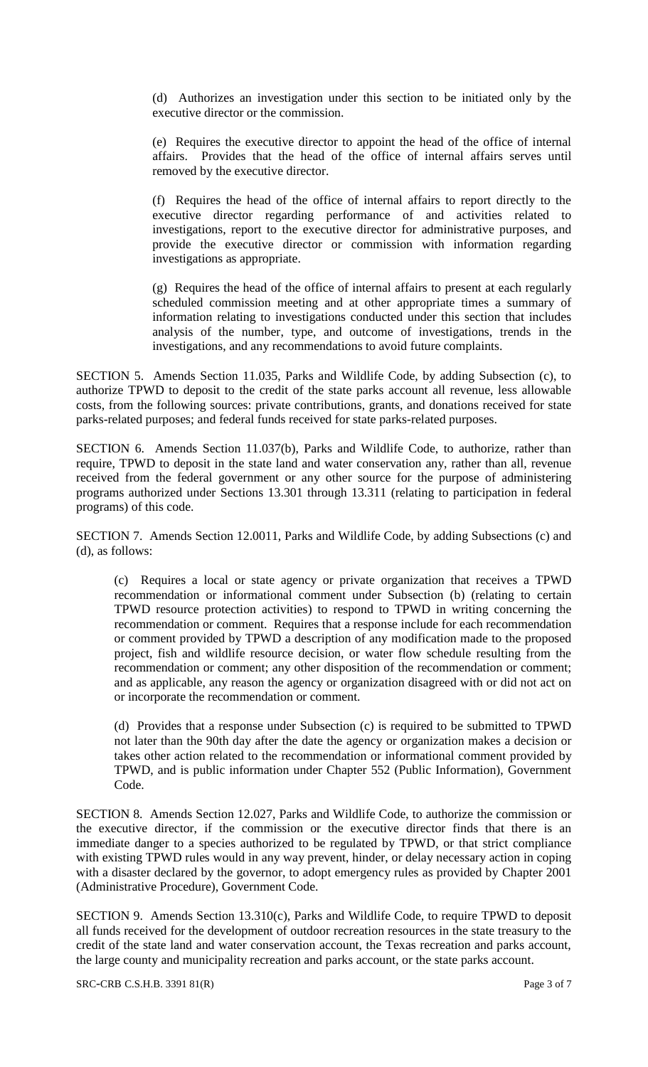(d) Authorizes an investigation under this section to be initiated only by the executive director or the commission.

(e) Requires the executive director to appoint the head of the office of internal affairs. Provides that the head of the office of internal affairs serves until removed by the executive director.

(f) Requires the head of the office of internal affairs to report directly to the executive director regarding performance of and activities related to investigations, report to the executive director for administrative purposes, and provide the executive director or commission with information regarding investigations as appropriate.

(g) Requires the head of the office of internal affairs to present at each regularly scheduled commission meeting and at other appropriate times a summary of information relating to investigations conducted under this section that includes analysis of the number, type, and outcome of investigations, trends in the investigations, and any recommendations to avoid future complaints.

SECTION 5. Amends Section 11.035, Parks and Wildlife Code, by adding Subsection (c), to authorize TPWD to deposit to the credit of the state parks account all revenue, less allowable costs, from the following sources: private contributions, grants, and donations received for state parks-related purposes; and federal funds received for state parks-related purposes.

SECTION 6. Amends Section 11.037(b), Parks and Wildlife Code, to authorize, rather than require, TPWD to deposit in the state land and water conservation any, rather than all, revenue received from the federal government or any other source for the purpose of administering programs authorized under Sections 13.301 through 13.311 (relating to participation in federal programs) of this code.

SECTION 7. Amends Section 12.0011, Parks and Wildlife Code, by adding Subsections (c) and (d), as follows:

(c) Requires a local or state agency or private organization that receives a TPWD recommendation or informational comment under Subsection (b) (relating to certain TPWD resource protection activities) to respond to TPWD in writing concerning the recommendation or comment. Requires that a response include for each recommendation or comment provided by TPWD a description of any modification made to the proposed project, fish and wildlife resource decision, or water flow schedule resulting from the recommendation or comment; any other disposition of the recommendation or comment; and as applicable, any reason the agency or organization disagreed with or did not act on or incorporate the recommendation or comment.

(d) Provides that a response under Subsection (c) is required to be submitted to TPWD not later than the 90th day after the date the agency or organization makes a decision or takes other action related to the recommendation or informational comment provided by TPWD, and is public information under Chapter 552 (Public Information), Government Code.

SECTION 8. Amends Section 12.027, Parks and Wildlife Code, to authorize the commission or the executive director, if the commission or the executive director finds that there is an immediate danger to a species authorized to be regulated by TPWD, or that strict compliance with existing TPWD rules would in any way prevent, hinder, or delay necessary action in coping with a disaster declared by the governor, to adopt emergency rules as provided by Chapter 2001 (Administrative Procedure), Government Code.

SECTION 9. Amends Section 13.310(c), Parks and Wildlife Code, to require TPWD to deposit all funds received for the development of outdoor recreation resources in the state treasury to the credit of the state land and water conservation account, the Texas recreation and parks account, the large county and municipality recreation and parks account, or the state parks account.

SRC-CRB C.S.H.B. 3391 81(R)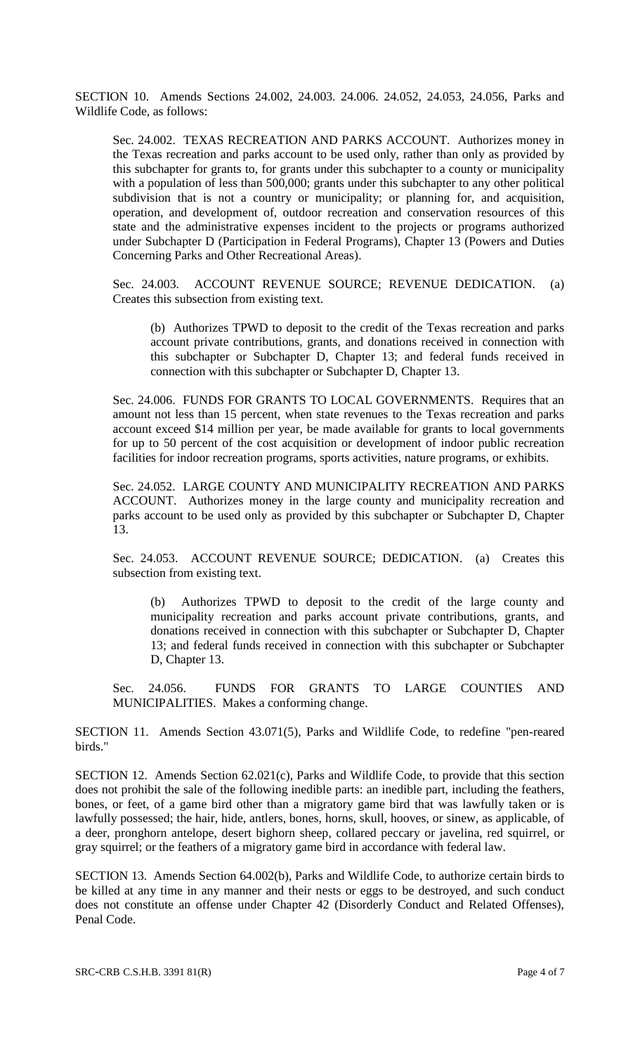SECTION 10. Amends Sections 24.002, 24.003. 24.006. 24.052, 24.053, 24.056, Parks and Wildlife Code, as follows:

Sec. 24.002. TEXAS RECREATION AND PARKS ACCOUNT. Authorizes money in the Texas recreation and parks account to be used only, rather than only as provided by this subchapter for grants to, for grants under this subchapter to a county or municipality with a population of less than 500,000; grants under this subchapter to any other political subdivision that is not a country or municipality; or planning for, and acquisition, operation, and development of, outdoor recreation and conservation resources of this state and the administrative expenses incident to the projects or programs authorized under Subchapter D (Participation in Federal Programs), Chapter 13 (Powers and Duties Concerning Parks and Other Recreational Areas).

Sec. 24.003. ACCOUNT REVENUE SOURCE; REVENUE DEDICATION. (a) Creates this subsection from existing text.

(b) Authorizes TPWD to deposit to the credit of the Texas recreation and parks account private contributions, grants, and donations received in connection with this subchapter or Subchapter D, Chapter 13; and federal funds received in connection with this subchapter or Subchapter D, Chapter 13.

Sec. 24.006. FUNDS FOR GRANTS TO LOCAL GOVERNMENTS. Requires that an amount not less than 15 percent, when state revenues to the Texas recreation and parks account exceed $14 million per year, be made available for grants to local governments for up to 50 percent of the cost acquisition or development of indoor public recreation facilities for indoor recreation programs, sports activities, nature programs, or exhibits.

Sec. 24.052. LARGE COUNTY AND MUNICIPALITY RECREATION AND PARKS ACCOUNT. Authorizes money in the large county and municipality recreation and parks account to be used only as provided by this subchapter or Subchapter D, Chapter 13.

Sec. 24.053. ACCOUNT REVENUE SOURCE; DEDICATION. (a) Creates this subsection from existing text.

(b) Authorizes TPWD to deposit to the credit of the large county and municipality recreation and parks account private contributions, grants, and donations received in connection with this subchapter or Subchapter D, Chapter 13; and federal funds received in connection with this subchapter or Subchapter D, Chapter 13.

Sec. 24.056. FUNDS FOR GRANTS TO LARGE COUNTIES AND MUNICIPALITIES. Makes a conforming change.

SECTION 11. Amends Section 43.071(5), Parks and Wildlife Code, to redefine "pen-reared birds."

SECTION 12. Amends Section 62.021(c), Parks and Wildlife Code, to provide that this section does not prohibit the sale of the following inedible parts: an inedible part, including the feathers, bones, or feet, of a game bird other than a migratory game bird that was lawfully taken or is lawfully possessed; the hair, hide, antlers, bones, horns, skull, hooves, or sinew, as applicable, of a deer, pronghorn antelope, desert bighorn sheep, collared peccary or javelina, red squirrel, or gray squirrel; or the feathers of a migratory game bird in accordance with federal law.

SECTION 13. Amends Section 64.002(b), Parks and Wildlife Code, to authorize certain birds to be killed at any time in any manner and their nests or eggs to be destroyed, and such conduct does not constitute an offense under Chapter 42 (Disorderly Conduct and Related Offenses), Penal Code.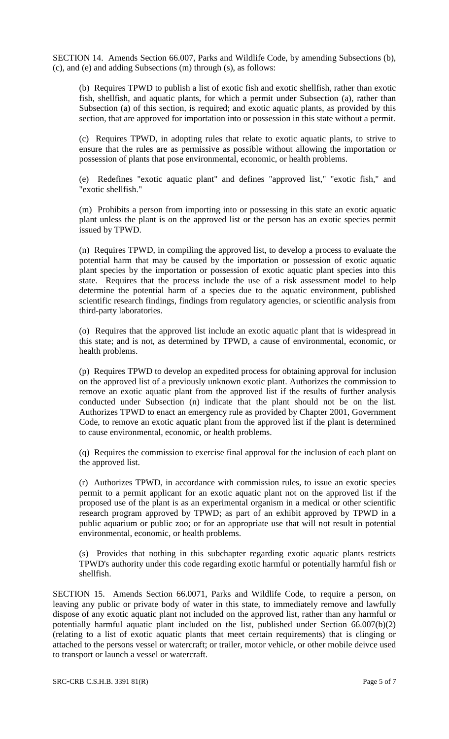SECTION 14. Amends Section 66.007, Parks and Wildlife Code, by amending Subsections (b), (c), and (e) and adding Subsections (m) through (s), as follows:

(b) Requires TPWD to publish a list of exotic fish and exotic shellfish, rather than exotic fish, shellfish, and aquatic plants, for which a permit under Subsection (a), rather than Subsection (a) of this section, is required; and exotic aquatic plants, as provided by this section, that are approved for importation into or possession in this state without a permit.

(c) Requires TPWD, in adopting rules that relate to exotic aquatic plants, to strive to ensure that the rules are as permissive as possible without allowing the importation or possession of plants that pose environmental, economic, or health problems.

(e) Redefines "exotic aquatic plant" and defines "approved list," "exotic fish," and "exotic shellfish."

(m) Prohibits a person from importing into or possessing in this state an exotic aquatic plant unless the plant is on the approved list or the person has an exotic species permit issued by TPWD.

(n) Requires TPWD, in compiling the approved list, to develop a process to evaluate the potential harm that may be caused by the importation or possession of exotic aquatic plant species by the importation or possession of exotic aquatic plant species into this state. Requires that the process include the use of a risk assessment model to help determine the potential harm of a species due to the aquatic environment, published scientific research findings, findings from regulatory agencies, or scientific analysis from third-party laboratories.

(o) Requires that the approved list include an exotic aquatic plant that is widespread in this state; and is not, as determined by TPWD, a cause of environmental, economic, or health problems.

(p) Requires TPWD to develop an expedited process for obtaining approval for inclusion on the approved list of a previously unknown exotic plant. Authorizes the commission to remove an exotic aquatic plant from the approved list if the results of further analysis conducted under Subsection (n) indicate that the plant should not be on the list. Authorizes TPWD to enact an emergency rule as provided by Chapter 2001, Government Code, to remove an exotic aquatic plant from the approved list if the plant is determined to cause environmental, economic, or health problems.

(q) Requires the commission to exercise final approval for the inclusion of each plant on the approved list.

(r) Authorizes TPWD, in accordance with commission rules, to issue an exotic species permit to a permit applicant for an exotic aquatic plant not on the approved list if the proposed use of the plant is as an experimental organism in a medical or other scientific research program approved by TPWD; as part of an exhibit approved by TPWD in a public aquarium or public zoo; or for an appropriate use that will not result in potential environmental, economic, or health problems.

(s) Provides that nothing in this subchapter regarding exotic aquatic plants restricts TPWD's authority under this code regarding exotic harmful or potentially harmful fish or shellfish.

SECTION 15. Amends Section 66.0071, Parks and Wildlife Code, to require a person, on leaving any public or private body of water in this state, to immediately remove and lawfully dispose of any exotic aquatic plant not included on the approved list, rather than any harmful or potentially harmful aquatic plant included on the list, published under Section 66.007(b)(2) (relating to a list of exotic aquatic plants that meet certain requirements) that is clinging or attached to the persons vessel or watercraft; or trailer, motor vehicle, or other mobile deivce used to transport or launch a vessel or watercraft.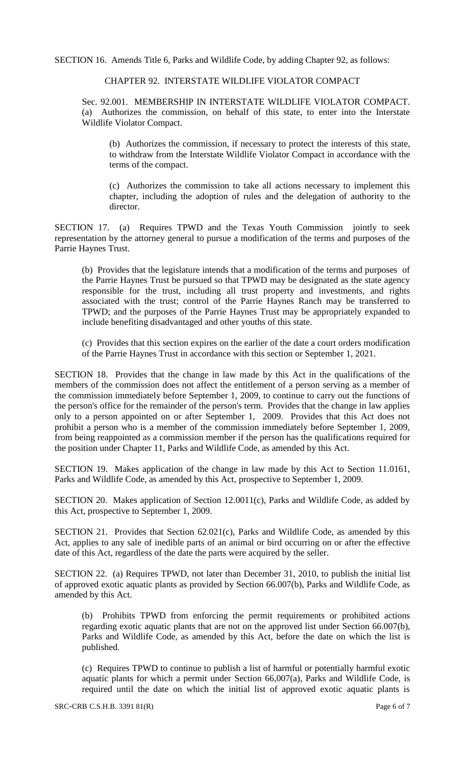SECTION 16. Amends Title 6, Parks and Wildlife Code, by adding Chapter 92, as follows:

CHAPTER 92. INTERSTATE WILDLIFE VIOLATOR COMPACT

Sec. 92.001. MEMBERSHIP IN INTERSTATE WILDLIFE VIOLATOR COMPACT. (a) Authorizes the commission, on behalf of this state, to enter into the Interstate Wildlife Violator Compact.

(b) Authorizes the commission, if necessary to protect the interests of this state, to withdraw from the Interstate Wildlife Violator Compact in accordance with the terms of the compact.

(c) Authorizes the commission to take all actions necessary to implement this chapter, including the adoption of rules and the delegation of authority to the director.

SECTION 17. (a) Requires TPWD and the Texas Youth Commission jointly to seek representation by the attorney general to pursue a modification of the terms and purposes of the Parrie Haynes Trust.

(b) Provides that the legislature intends that a modification of the terms and purposes of the Parrie Haynes Trust be pursued so that TPWD may be designated as the state agency responsible for the trust, including all trust property and investments, and rights associated with the trust; control of the Parrie Haynes Ranch may be transferred to TPWD; and the purposes of the Parrie Haynes Trust may be appropriately expanded to include benefiting disadvantaged and other youths of this state.

(c) Provides that this section expires on the earlier of the date a court orders modification of the Parrie Haynes Trust in accordance with this section or September 1, 2021.

SECTION 18. Provides that the change in law made by this Act in the qualifications of the members of the commission does not affect the entitlement of a person serving as a member of the commission immediately before September 1, 2009, to continue to carry out the functions of the person's office for the remainder of the person's term. Provides that the change in law applies only to a person appointed on or after September 1, 2009. Provides that this Act does not prohibit a person who is a member of the commission immediately before September 1, 2009, from being reappointed as a commission member if the person has the qualifications required for the position under Chapter 11, Parks and Wildlife Code, as amended by this Act.

SECTION 19. Makes application of the change in law made by this Act to Section 11.0161, Parks and Wildlife Code, as amended by this Act, prospective to September 1, 2009.

SECTION 20. Makes application of Section 12.0011(c), Parks and Wildlife Code, as added by this Act, prospective to September 1, 2009.

SECTION 21. Provides that Section 62.021(c), Parks and Wildlife Code, as amended by this Act, applies to any sale of inedible parts of an animal or bird occurring on or after the effective date of this Act, regardless of the date the parts were acquired by the seller.

SECTION 22. (a) Requires TPWD, not later than December 31, 2010, to publish the initial list of approved exotic aquatic plants as provided by Section 66.007(b), Parks and Wildlife Code, as amended by this Act.

(b) Prohibits TPWD from enforcing the permit requirements or prohibited actions regarding exotic aquatic plants that are not on the approved list under Section 66.007(b), Parks and Wildlife Code, as amended by this Act, before the date on which the list is published.

(c) Requires TPWD to continue to publish a list of harmful or potentially harmful exotic aquatic plants for which a permit under Section 66,007(a), Parks and Wildlife Code, is required until the date on which the initial list of approved exotic aquatic plants is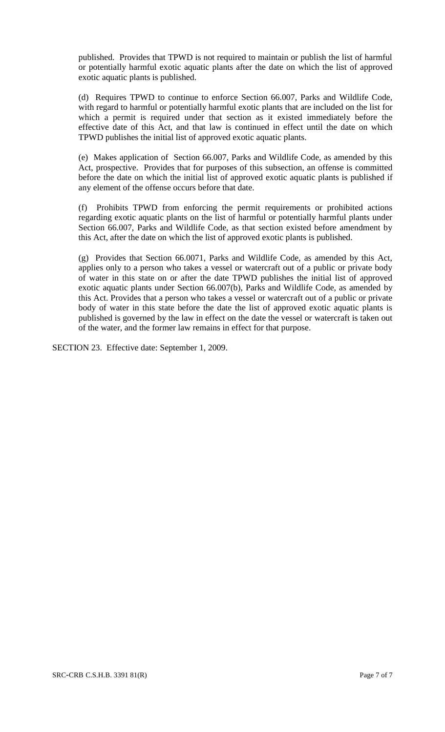published. Provides that TPWD is not required to maintain or publish the list of harmful or potentially harmful exotic aquatic plants after the date on which the list of approved exotic aquatic plants is published.

(d) Requires TPWD to continue to enforce Section 66.007, Parks and Wildlife Code, with regard to harmful or potentially harmful exotic plants that are included on the list for which a permit is required under that section as it existed immediately before the effective date of this Act, and that law is continued in effect until the date on which TPWD publishes the initial list of approved exotic aquatic plants.

(e) Makes application of Section 66.007, Parks and Wildlife Code, as amended by this Act, prospective. Provides that for purposes of this subsection, an offense is committed before the date on which the initial list of approved exotic aquatic plants is published if any element of the offense occurs before that date.

(f) Prohibits TPWD from enforcing the permit requirements or prohibited actions regarding exotic aquatic plants on the list of harmful or potentially harmful plants under Section 66.007, Parks and Wildlife Code, as that section existed before amendment by this Act, after the date on which the list of approved exotic plants is published.

(g) Provides that Section 66.0071, Parks and Wildlife Code, as amended by this Act, applies only to a person who takes a vessel or watercraft out of a public or private body of water in this state on or after the date TPWD publishes the initial list of approved exotic aquatic plants under Section 66.007(b), Parks and Wildlife Code, as amended by this Act. Provides that a person who takes a vessel or watercraft out of a public or private body of water in this state before the date the list of approved exotic aquatic plants is published is governed by the law in effect on the date the vessel or watercraft is taken out of the water, and the former law remains in effect for that purpose.

SECTION 23. Effective date: September 1, 2009.